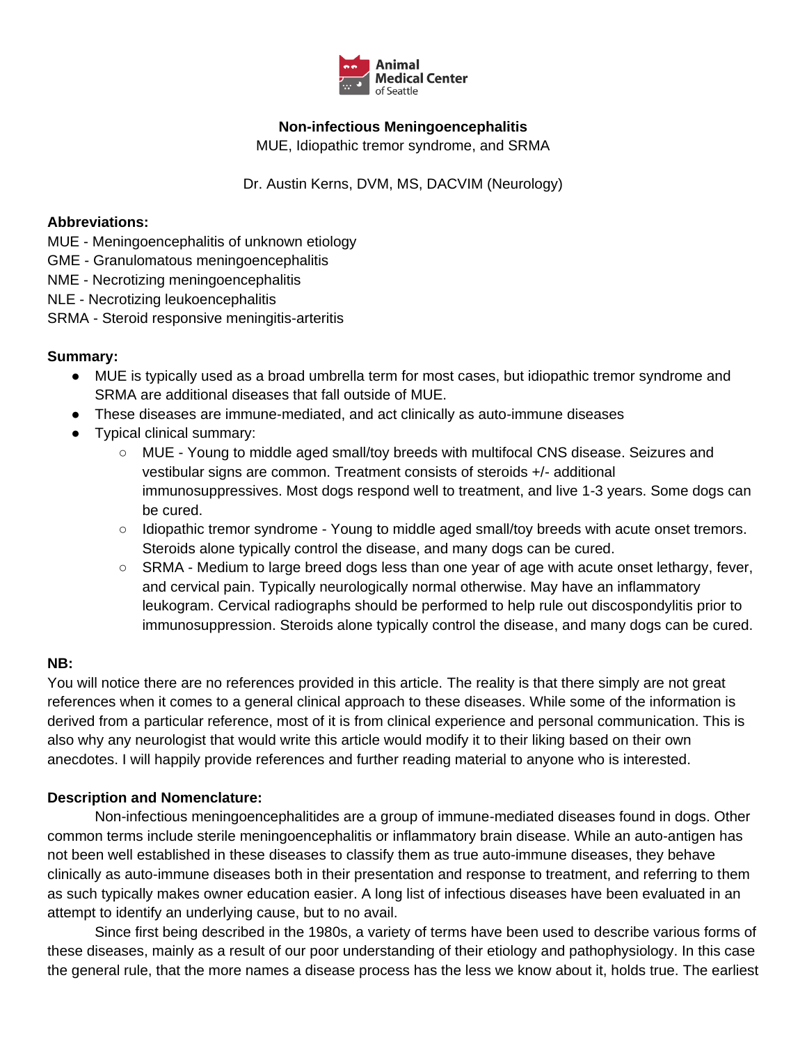Animal Medical Center of Seattle

# Non-infectious Meningoencephalitis

MUE, Idiopathic tremor syndrome, and SRMA

Dr. Austin Kerns, DVM, MS, DACVIM (Neurology)

**Abbreviations:**

MUE - Meningoencephalitis of unknown etiology
GME - Granulomatous meningoencephalitis
NME - Necrotizing meningoencephalitis
NLE - Necrotizing leukoencephalitis
SRMA - Steroid responsive meningitis-arteritis

**Summary:**

- MUE is typically used as a broad umbrella term for most cases, but idiopathic tremor syndrome and SRMA are additional diseases that fall outside of MUE.
- These diseases are immune-mediated, and act clinically as auto-immune diseases
- Typical clinical summary:
    - MUE - Young to middle aged small/toy breeds with multifocal CNS disease. Seizures and vestibular signs are common. Treatment consists of steroids +/- additional immunosuppressives. Most dogs respond well to treatment, and live 1-3 years. Some dogs can be cured.
    - Idiopathic tremor syndrome - Young to middle aged small/toy breeds with acute onset tremors. Steroids alone typically control the disease, and many dogs can be cured.
    - SRMA - Medium to large breed dogs less than one year of age with acute onset lethargy, fever, and cervical pain. Typically neurologically normal otherwise. May have an inflammatory leukogram. Cervical radiographs should be performed to help rule out discospondylitis prior to immunosuppression. Steroids alone typically control the disease, and many dogs can be cured.

**NB:**

You will notice there are no references provided in this article. The reality is that there simply are not great references when it comes to a general clinical approach to these diseases. While some of the information is derived from a particular reference, most of it is from clinical experience and personal communication. This is also why any neurologist that would write this article would modify it to their liking based on their own anecdotes. I will happily provide references and further reading material to anyone who is interested.

**Description and Nomenclature:**

Non-infectious meningoencephalitides are a group of immune-mediated diseases found in dogs. Other common terms include sterile meningoencephalitis or inflammatory brain disease. While an auto-antigen has not been well established in these diseases to classify them as true auto-immune diseases, they behave clinically as auto-immune diseases both in their presentation and response to treatment, and referring to them as such typically makes owner education easier. A long list of infectious diseases have been evaluated in an attempt to identify an underlying cause, but to no avail.

Since first being described in the 1980s, a variety of terms have been used to describe various forms of these diseases, mainly as a result of our poor understanding of their etiology and pathophysiology. In this case the general rule, that the more names a disease process has the less we know about it, holds true. The earliest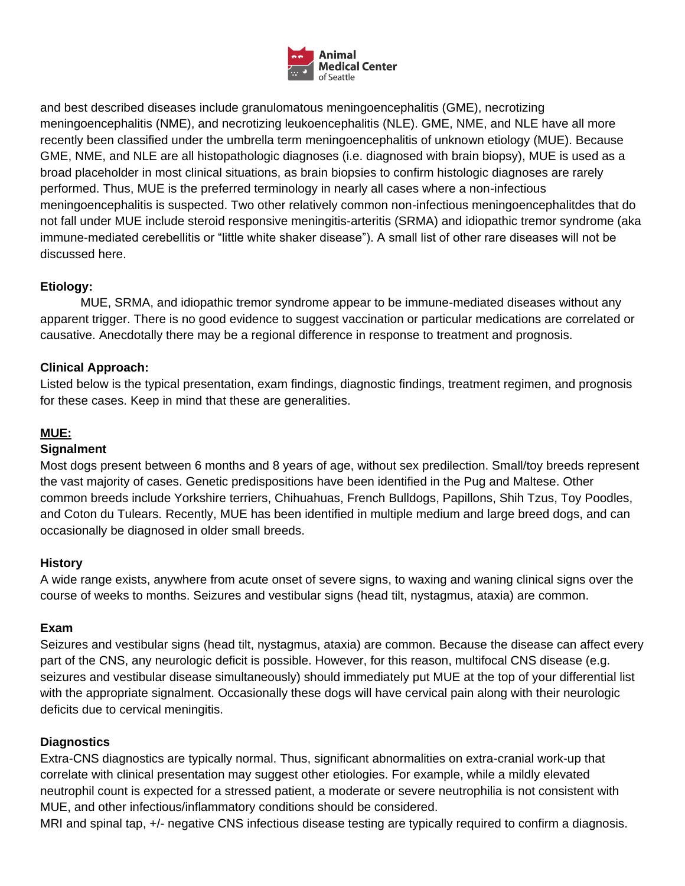and best described diseases include granulomatous meningoencephalitis (GME), necrotizing meningoencephalitis (NME), and necrotizing leukoencephalitis (NLE). GME, NME, and NLE have all more recently been classified under the umbrella term meningoencephalitis of unknown etiology (MUE). Because GME, NME, and NLE are all histopathologic diagnoses (i.e. diagnosed with brain biopsy), MUE is used as a broad placeholder in most clinical situations, as brain biopsies to confirm histologic diagnoses are rarely performed. Thus, MUE is the preferred terminology in nearly all cases where a non-infectious meningoencephalitis is suspected. Two other relatively common non-infectious meningoencephalitdes that do not fall under MUE include steroid responsive meningitis-arteritis (SRMA) and idiopathic tremor syndrome (aka immune-mediated cerebellitis or "little white shaker disease"). A small list of other rare diseases will not be discussed here.

**Etiology:**

MUE, SRMA, and idiopathic tremor syndrome appear to be immune-mediated diseases without any apparent trigger. There is no good evidence to suggest vaccination or particular medications are correlated or causative. Anecdotally there may be a regional difference in response to treatment and prognosis.

**Clinical Approach:**

Listed below is the typical presentation, exam findings, diagnostic findings, treatment regimen, and prognosis for these cases. Keep in mind that these are generalities.

**MUE:**

**Signalment**

Most dogs present between 6 months and 8 years of age, without sex predilection. Small/toy breeds represent the vast majority of cases. Genetic predispositions have been identified in the Pug and Maltese. Other common breeds include Yorkshire terriers, Chihuahuas, French Bulldogs, Papillons, Shih Tzus, Toy Poodles, and Coton du Tulears. Recently, MUE has been identified in multiple medium and large breed dogs, and can occasionally be diagnosed in older small breeds.

**History**

A wide range exists, anywhere from acute onset of severe signs, to waxing and waning clinical signs over the course of weeks to months. Seizures and vestibular signs (head tilt, nystagmus, ataxia) are common.

**Exam**

Seizures and vestibular signs (head tilt, nystagmus, ataxia) are common. Because the disease can affect every part of the CNS, any neurologic deficit is possible. However, for this reason, multifocal CNS disease (e.g. seizures and vestibular disease simultaneously) should immediately put MUE at the top of your differential list with the appropriate signalment. Occasionally these dogs will have cervical pain along with their neurologic deficits due to cervical meningitis.

**Diagnostics**

Extra-CNS diagnostics are typically normal. Thus, significant abnormalities on extra-cranial work-up that correlate with clinical presentation may suggest other etiologies. For example, while a mildly elevated neutrophil count is expected for a stressed patient, a moderate or severe neutrophilia is not consistent with MUE, and other infectious/inflammatory conditions should be considered.

MRI and spinal tap, +/- negative CNS infectious disease testing are typically required to confirm a diagnosis.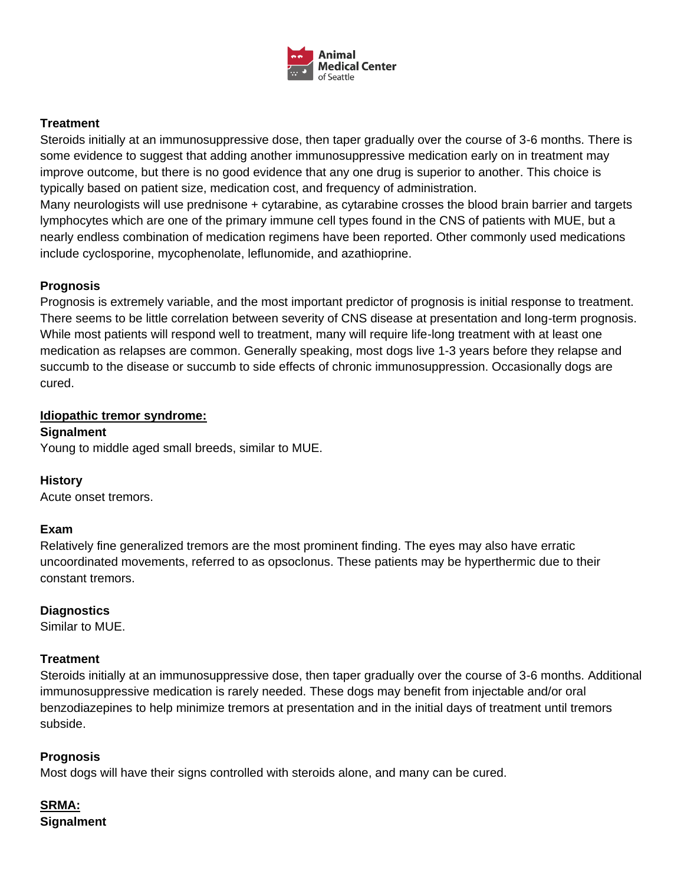**Treatment**

Steroids initially at an immunosuppressive dose, then taper gradually over the course of 3-6 months. There is some evidence to suggest that adding another immunosuppressive medication early on in treatment may improve outcome, but there is no good evidence that any one drug is superior to another. This choice is typically based on patient size, medication cost, and frequency of administration.

Many neurologists will use prednisone + cytarabine, as cytarabine crosses the blood brain barrier and targets lymphocytes which are one of the primary immune cell types found in the CNS of patients with MUE, but a nearly endless combination of medication regimens have been reported. Other commonly used medications include cyclosporine, mycophenolate, leflunomide, and azathioprine.

**Prognosis**

Prognosis is extremely variable, and the most important predictor of prognosis is initial response to treatment. There seems to be little correlation between severity of CNS disease at presentation and long-term prognosis. While most patients will respond well to treatment, many will require life-long treatment with at least one medication as relapses are common. Generally speaking, most dogs live 1-3 years before they relapse and succumb to the disease or succumb to side effects of chronic immunosuppression. Occasionally dogs are cured.

## Idiopathic tremor syndrome:

**Signalment**

Young to middle aged small breeds, similar to MUE.

**History**

Acute onset tremors.

**Exam**

Relatively fine generalized tremors are the most prominent finding. The eyes may also have erratic uncoordinated movements, referred to as opsoclonus. These patients may be hyperthermic due to their constant tremors.

**Diagnostics**

Similar to MUE.

**Treatment**

Steroids initially at an immunosuppressive dose, then taper gradually over the course of 3-6 months. Additional immunosuppressive medication is rarely needed. These dogs may benefit from injectable and/or oral benzodiazepines to help minimize tremors at presentation and in the initial days of treatment until tremors subside.

**Prognosis**

Most dogs will have their signs controlled with steroids alone, and many can be cured.

## SRMA:

**Signalment**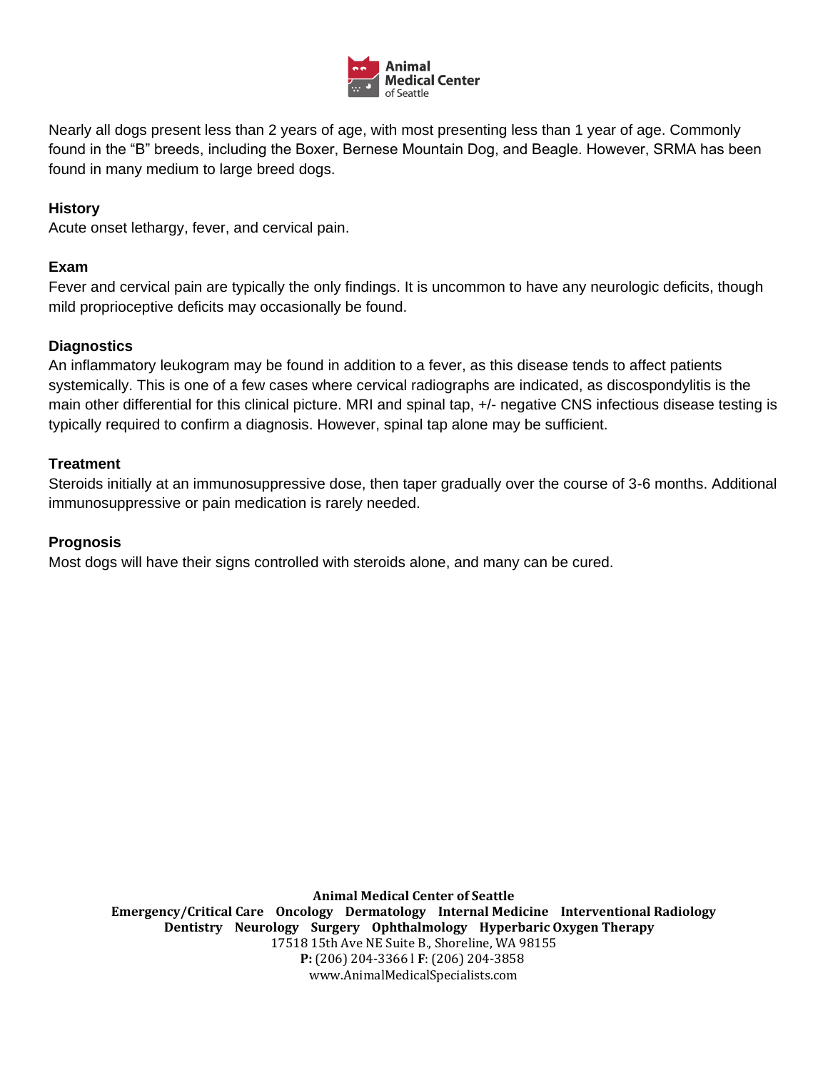Nearly all dogs present less than 2 years of age, with most presenting less than 1 year of age. Commonly found in the "B" breeds, including the Boxer, Bernese Mountain Dog, and Beagle. However, SRMA has been found in many medium to large breed dogs.

**History**

Acute onset lethargy, fever, and cervical pain.

**Exam**

Fever and cervical pain are typically the only findings. It is uncommon to have any neurologic deficits, though mild proprioceptive deficits may occasionally be found.

**Diagnostics**

An inflammatory leukogram may be found in addition to a fever, as this disease tends to affect patients systemically. This is one of a few cases where cervical radiographs are indicated, as discospondylitis is the main other differential for this clinical picture. MRI and spinal tap, +/- negative CNS infectious disease testing is typically required to confirm a diagnosis. However, spinal tap alone may be sufficient.

**Treatment**

Steroids initially at an immunosuppressive dose, then taper gradually over the course of 3-6 months. Additional immunosuppressive or pain medication is rarely needed.

**Prognosis**

Most dogs will have their signs controlled with steroids alone, and many can be cured.